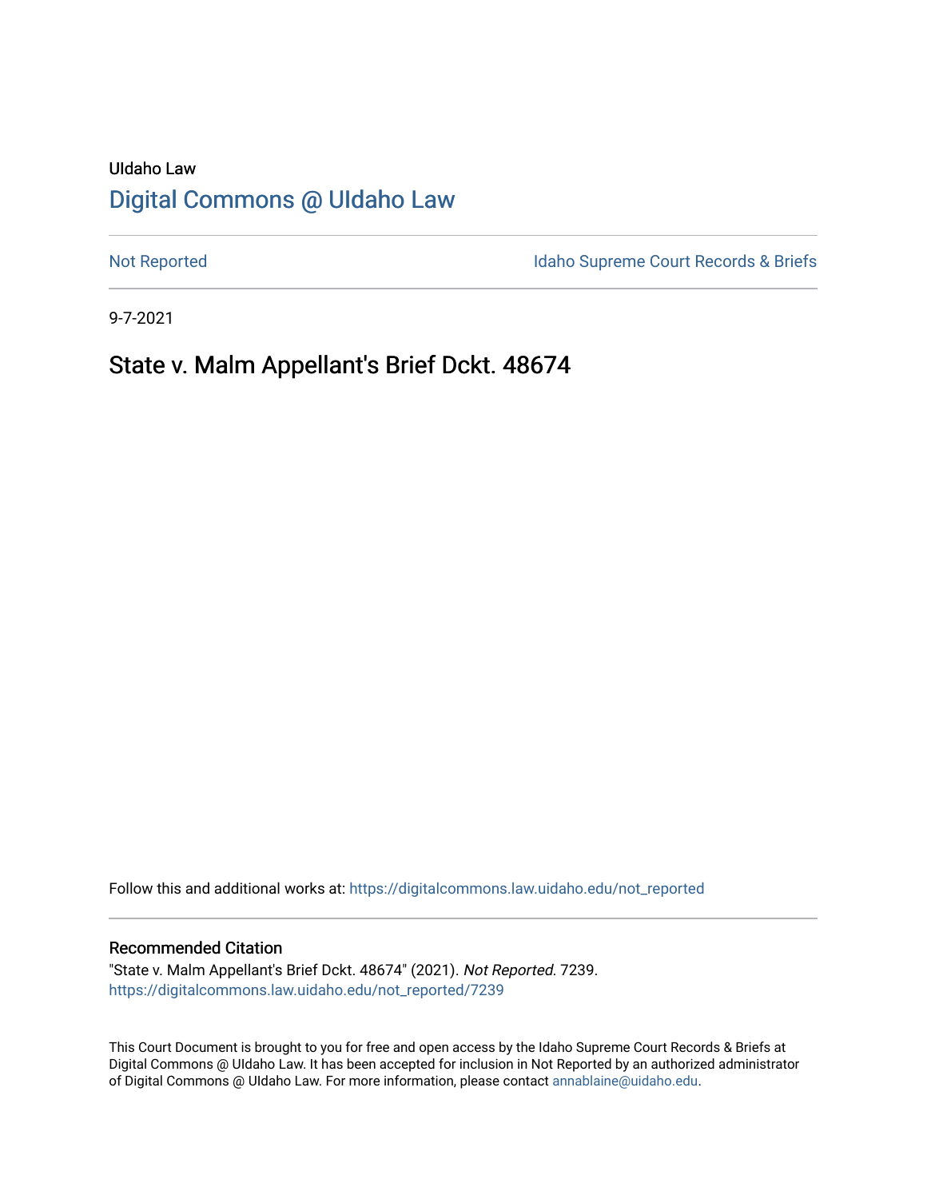UIdaho Law

# Digital Commons @ UIdaho Law

Not Reported

Idaho Supreme Court Records & Briefs

9-7-2021

## State v. Malm Appellant's Brief Dckt. 48674

Follow this and additional works at: https://digitalcommons.law.uidaho.edu/not_reported

### Recommended Citation

"State v. Malm Appellant's Brief Dckt. 48674" (2021). *Not Reported*. 7239.
https://digitalcommons.law.uidaho.edu/not_reported/7239

This Court Document is brought to you for free and open access by the Idaho Supreme Court Records & Briefs at Digital Commons @ UIdaho Law. It has been accepted for inclusion in Not Reported by an authorized administrator of Digital Commons @ UIdaho Law. For more information, please contact annablaine@uidaho.edu.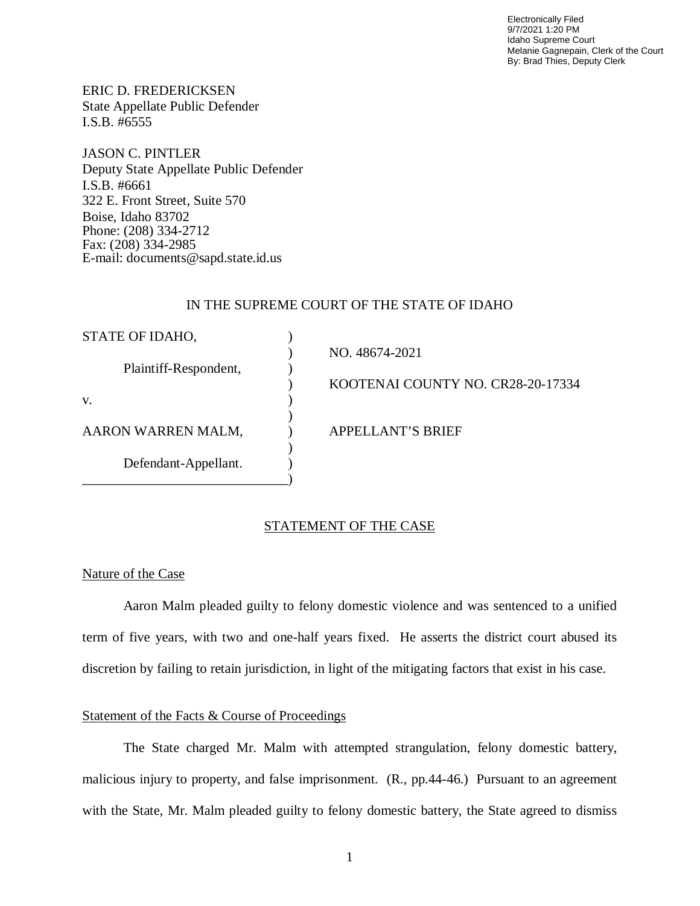Electronically Filed
9/7/2021 1:20 PM
Idaho Supreme Court
Melanie Gagnepain, Clerk of the Court
By: Brad Thies, Deputy Clerk

ERIC D. FREDERICKSEN
State Appellate Public Defender
I.S.B. #6555

JASON C. PINTLER
Deputy State Appellate Public Defender
I.S.B. #6661
322 E. Front Street, Suite 570
Boise, Idaho 83702
Phone: (208) 334-2712
Fax: (208) 334-2985
E-mail: documents@sapd.state.id.us

IN THE SUPREME COURT OF THE STATE OF IDAHO

| | | |
|---|---|---|
| STATE OF IDAHO, | ) | |
| | ) | NO. 48674-2021 |
| Plaintiff-Respondent, | ) | |
| | ) | KOOTENAI COUNTY NO. CR28-20-17334 |
| v. | ) | |
| | ) | |
| AARON WARREN MALM, | ) | APPELLANT'S BRIEF |
| | ) | |
| Defendant-Appellant. | ) | |
| ______________________________ | ) | |

## STATEMENT OF THE CASE

### Nature of the Case

Aaron Malm pleaded guilty to felony domestic violence and was sentenced to a unified term of five years, with two and one-half years fixed. He asserts the district court abused its discretion by failing to retain jurisdiction, in light of the mitigating factors that exist in his case.

### Statement of the Facts & Course of Proceedings

The State charged Mr. Malm with attempted strangulation, felony domestic battery, malicious injury to property, and false imprisonment. (R., pp.44-46.) Pursuant to an agreement with the State, Mr. Malm pleaded guilty to felony domestic battery, the State agreed to dismiss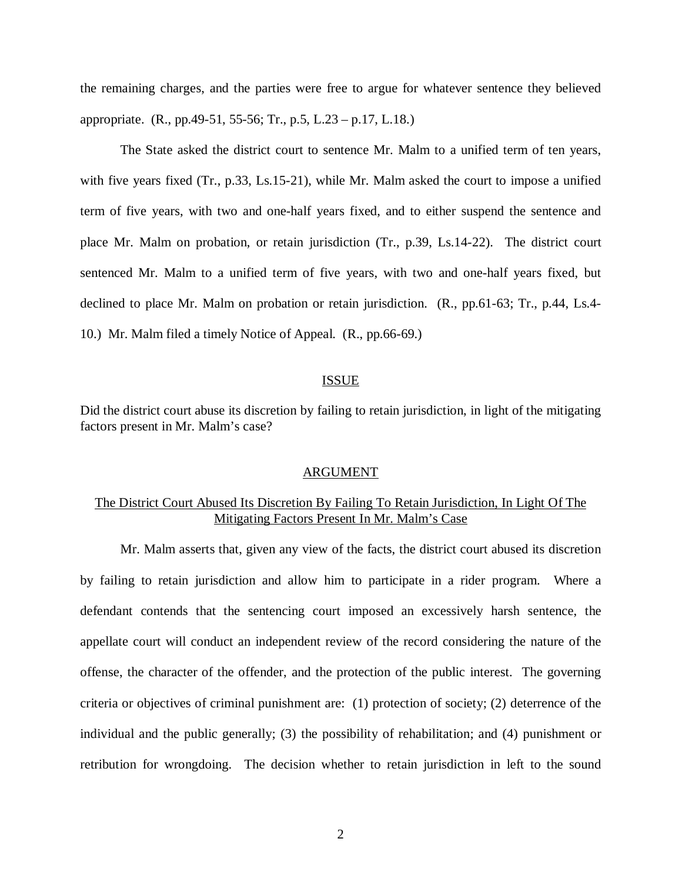the remaining charges, and the parties were free to argue for whatever sentence they believed appropriate. (R., pp.49-51, 55-56; Tr., p.5, L.23 – p.17, L.18.)

The State asked the district court to sentence Mr. Malm to a unified term of ten years, with five years fixed (Tr., p.33, Ls.15-21), while Mr. Malm asked the court to impose a unified term of five years, with two and one-half years fixed, and to either suspend the sentence and place Mr. Malm on probation, or retain jurisdiction (Tr., p.39, Ls.14-22). The district court sentenced Mr. Malm to a unified term of five years, with two and one-half years fixed, but declined to place Mr. Malm on probation or retain jurisdiction. (R., pp.61-63; Tr., p.44, Ls.4-10.) Mr. Malm filed a timely Notice of Appeal. (R., pp.66-69.)

## ISSUE

Did the district court abuse its discretion by failing to retain jurisdiction, in light of the mitigating factors present in Mr. Malm's case?

## ARGUMENT

### The District Court Abused Its Discretion By Failing To Retain Jurisdiction, In Light Of The Mitigating Factors Present In Mr. Malm's Case

Mr. Malm asserts that, given any view of the facts, the district court abused its discretion by failing to retain jurisdiction and allow him to participate in a rider program. Where a defendant contends that the sentencing court imposed an excessively harsh sentence, the appellate court will conduct an independent review of the record considering the nature of the offense, the character of the offender, and the protection of the public interest. The governing criteria or objectives of criminal punishment are: (1) protection of society; (2) deterrence of the individual and the public generally; (3) the possibility of rehabilitation; and (4) punishment or retribution for wrongdoing. The decision whether to retain jurisdiction in left to the sound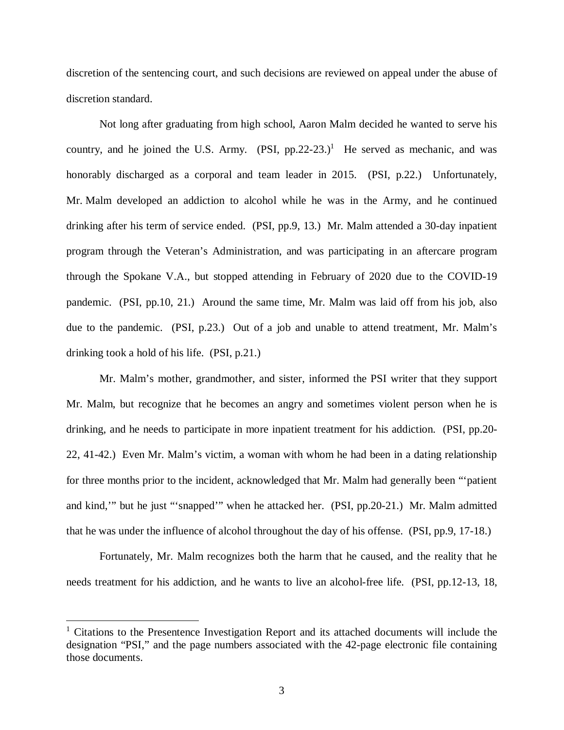discretion of the sentencing court, and such decisions are reviewed on appeal under the abuse of discretion standard.

Not long after graduating from high school, Aaron Malm decided he wanted to serve his country, and he joined the U.S. Army. (PSI, pp.22-23.)[1] He served as mechanic, and was honorably discharged as a corporal and team leader in 2015. (PSI, p.22.) Unfortunately, Mr. Malm developed an addiction to alcohol while he was in the Army, and he continued drinking after his term of service ended. (PSI, pp.9, 13.) Mr. Malm attended a 30-day inpatient program through the Veteran's Administration, and was participating in an aftercare program through the Spokane V.A., but stopped attending in February of 2020 due to the COVID-19 pandemic. (PSI, pp.10, 21.) Around the same time, Mr. Malm was laid off from his job, also due to the pandemic. (PSI, p.23.) Out of a job and unable to attend treatment, Mr. Malm's drinking took a hold of his life. (PSI, p.21.)

Mr. Malm's mother, grandmother, and sister, informed the PSI writer that they support Mr. Malm, but recognize that he becomes an angry and sometimes violent person when he is drinking, and he needs to participate in more inpatient treatment for his addiction. (PSI, pp.20-22, 41-42.) Even Mr. Malm's victim, a woman with whom he had been in a dating relationship for three months prior to the incident, acknowledged that Mr. Malm had generally been "'patient and kind,'" but he just "'snapped'" when he attacked her. (PSI, pp.20-21.) Mr. Malm admitted that he was under the influence of alcohol throughout the day of his offense. (PSI, pp.9, 17-18.)

Fortunately, Mr. Malm recognizes both the harm that he caused, and the reality that he needs treatment for his addiction, and he wants to live an alcohol-free life. (PSI, pp.12-13, 18,

---

[1] Citations to the Presentence Investigation Report and its attached documents will include the designation "PSI," and the page numbers associated with the 42-page electronic file containing those documents.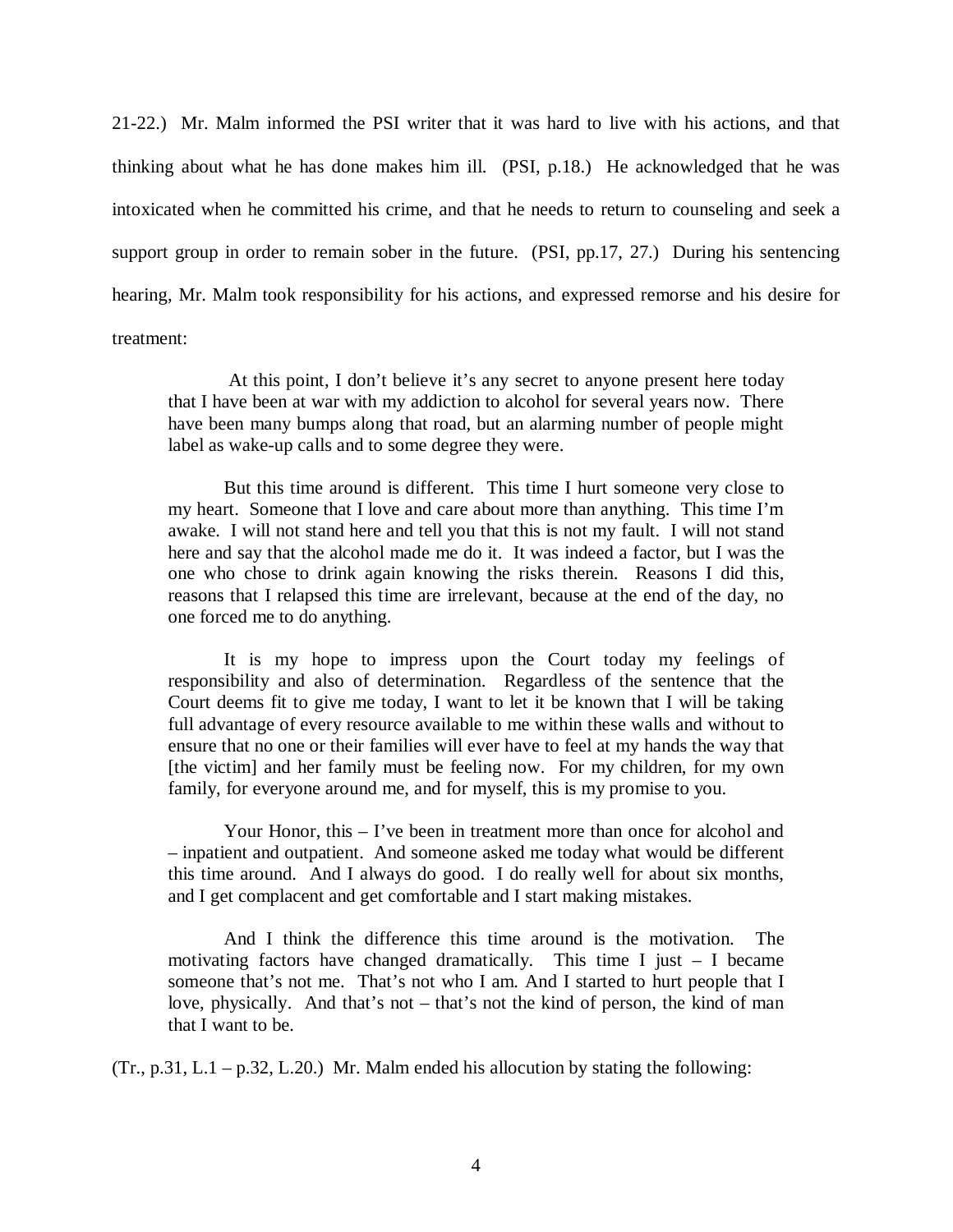21-22.) Mr. Malm informed the PSI writer that it was hard to live with his actions, and that thinking about what he has done makes him ill. (PSI, p.18.) He acknowledged that he was intoxicated when he committed his crime, and that he needs to return to counseling and seek a support group in order to remain sober in the future. (PSI, pp.17, 27.) During his sentencing hearing, Mr. Malm took responsibility for his actions, and expressed remorse and his desire for treatment:

> At this point, I don't believe it's any secret to anyone present here today that I have been at war with my addiction to alcohol for several years now. There have been many bumps along that road, but an alarming number of people might label as wake-up calls and to some degree they were.
>
> But this time around is different. This time I hurt someone very close to my heart. Someone that I love and care about more than anything. This time I'm awake. I will not stand here and tell you that this is not my fault. I will not stand here and say that the alcohol made me do it. It was indeed a factor, but I was the one who chose to drink again knowing the risks therein. Reasons I did this, reasons that I relapsed this time are irrelevant, because at the end of the day, no one forced me to do anything.
>
> It is my hope to impress upon the Court today my feelings of responsibility and also of determination. Regardless of the sentence that the Court deems fit to give me today, I want to let it be known that I will be taking full advantage of every resource available to me within these walls and without to ensure that no one or their families will ever have to feel at my hands the way that [the victim] and her family must be feeling now. For my children, for my own family, for everyone around me, and for myself, this is my promise to you.
>
> Your Honor, this – I've been in treatment more than once for alcohol and – inpatient and outpatient. And someone asked me today what would be different this time around. And I always do good. I do really well for about six months, and I get complacent and get comfortable and I start making mistakes.
>
> And I think the difference this time around is the motivation. The motivating factors have changed dramatically. This time I just – I became someone that's not me. That's not who I am. And I started to hurt people that I love, physically. And that's not – that's not the kind of person, the kind of man that I want to be.

(Tr., p.31, L.1 – p.32, L.20.) Mr. Malm ended his allocution by stating the following: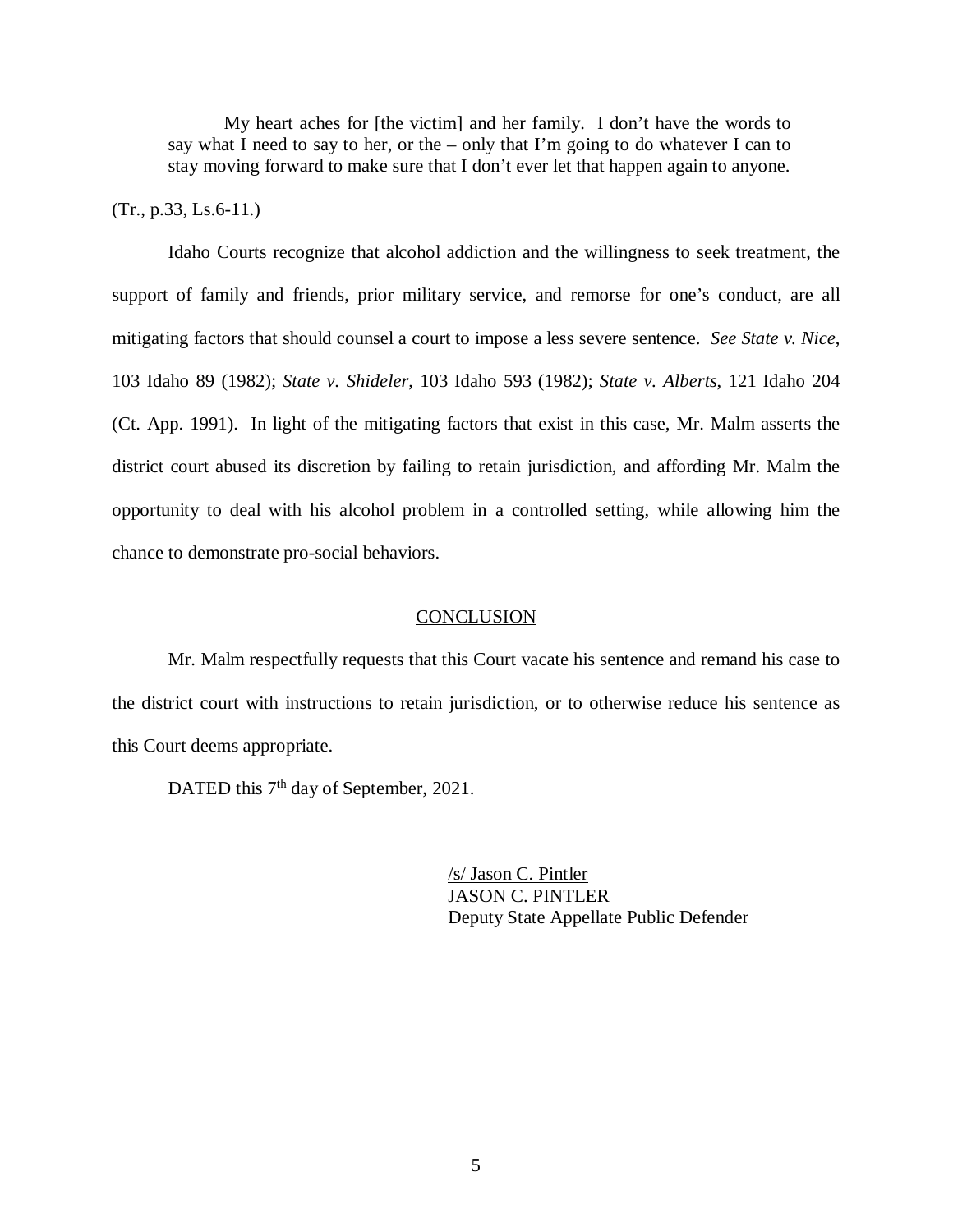> My heart aches for [the victim] and her family. I don't have the words to say what I need to say to her, or the – only that I'm going to do whatever I can to stay moving forward to make sure that I don't ever let that happen again to anyone.

(Tr., p.33, Ls.6-11.)

Idaho Courts recognize that alcohol addiction and the willingness to seek treatment, the support of family and friends, prior military service, and remorse for one's conduct, are all mitigating factors that should counsel a court to impose a less severe sentence. *See State v. Nice*, 103 Idaho 89 (1982); *State v. Shideler*, 103 Idaho 593 (1982); *State v. Alberts*, 121 Idaho 204 (Ct. App. 1991). In light of the mitigating factors that exist in this case, Mr. Malm asserts the district court abused its discretion by failing to retain jurisdiction, and affording Mr. Malm the opportunity to deal with his alcohol problem in a controlled setting, while allowing him the chance to demonstrate pro-social behaviors.

## CONCLUSION

Mr. Malm respectfully requests that this Court vacate his sentence and remand his case to the district court with instructions to retain jurisdiction, or to otherwise reduce his sentence as this Court deems appropriate.

DATED this 7th day of September, 2021.

/s/ Jason C. Pintler
JASON C. PINTLER
Deputy State Appellate Public Defender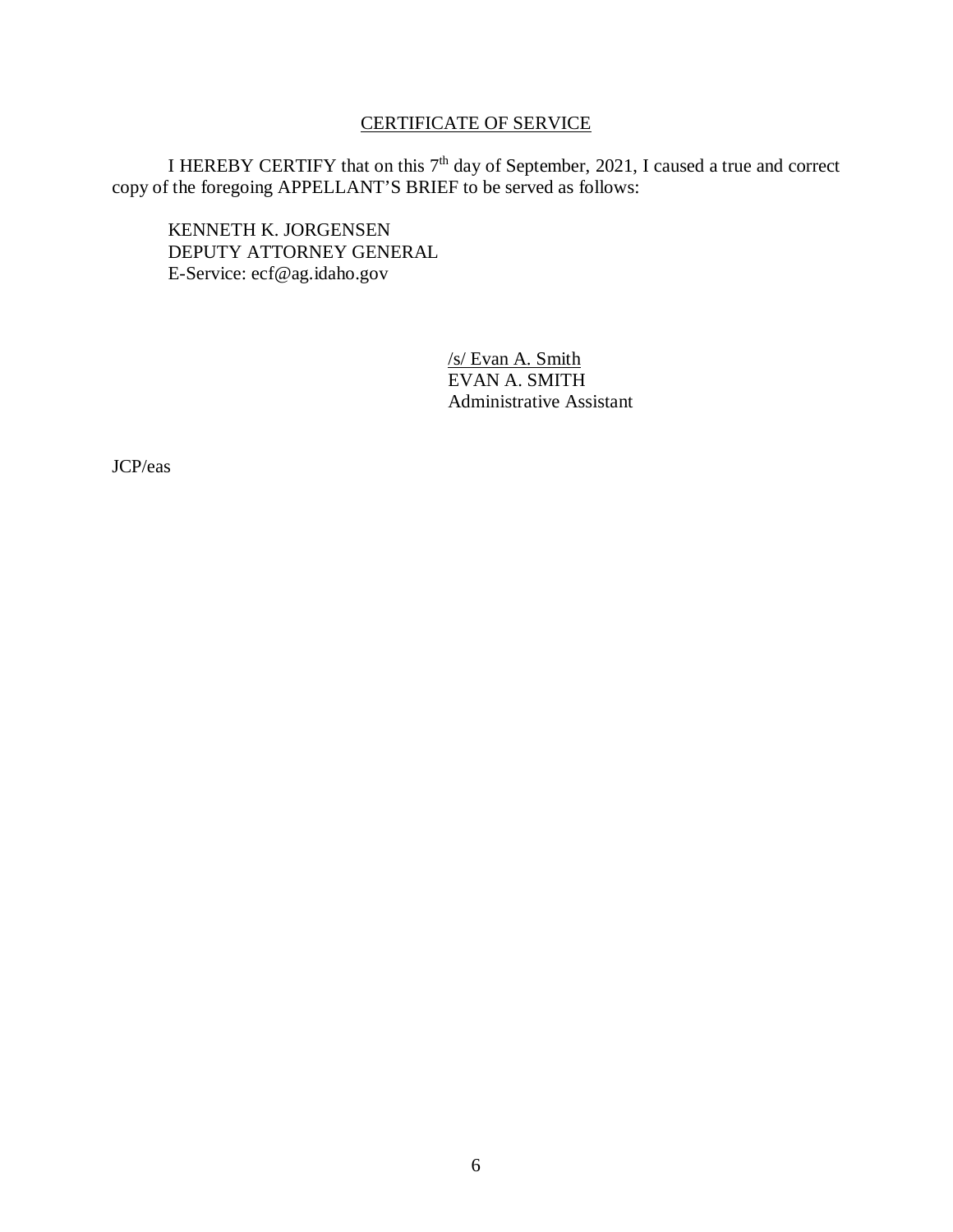## CERTIFICATE OF SERVICE

I HEREBY CERTIFY that on this 7th day of September, 2021, I caused a true and correct copy of the foregoing APPELLANT'S BRIEF to be served as follows:

KENNETH K. JORGENSEN
DEPUTY ATTORNEY GENERAL
E-Service: ecf@ag.idaho.gov

/s/ Evan A. Smith
EVAN A. SMITH
Administrative Assistant

JCP/eas